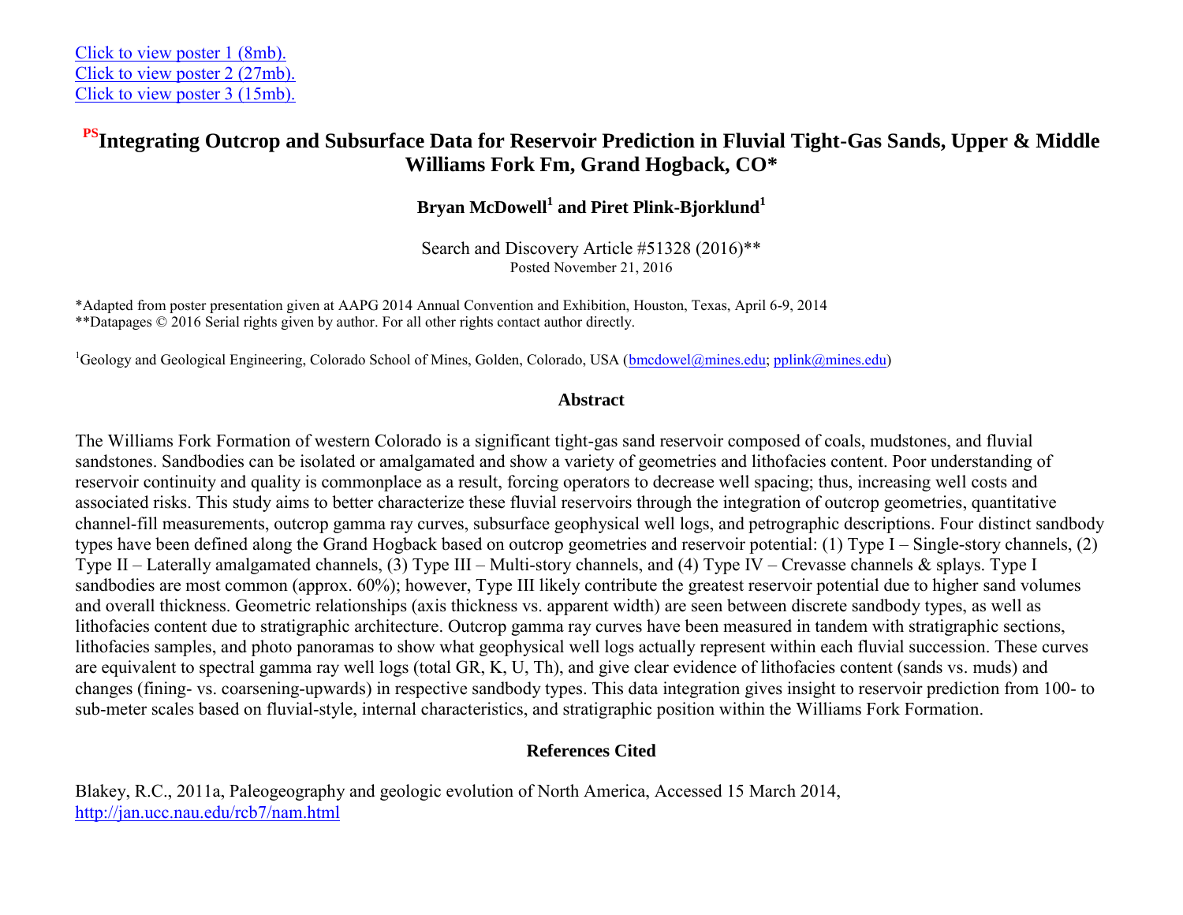Click to view poster 1 (8mb).
Click to view poster 2 (27mb).
Click to view poster 3 (15mb).

# [PS]Integrating Outcrop and Subsurface Data for Reservoir Prediction in Fluvial Tight-Gas Sands, Upper & Middle Williams Fork Fm, Grand Hogback, CO*

**Bryan McDowell[1] and Piret Plink-Bjorklund[1]**

Search and Discovery Article #51328 (2016)**
Posted November 21, 2016

*Adapted from poster presentation given at AAPG 2014 Annual Convention and Exhibition, Houston, Texas, April 6-9, 2014
**Datapages © 2016 Serial rights given by author. For all other rights contact author directly.

[1]Geology and Geological Engineering, Colorado School of Mines, Golden, Colorado, USA (bmcdowel@mines.edu; pplink@mines.edu)

## Abstract

The Williams Fork Formation of western Colorado is a significant tight-gas sand reservoir composed of coals, mudstones, and fluvial sandstones. Sandbodies can be isolated or amalgamated and show a variety of geometries and lithofacies content. Poor understanding of reservoir continuity and quality is commonplace as a result, forcing operators to decrease well spacing; thus, increasing well costs and associated risks. This study aims to better characterize these fluvial reservoirs through the integration of outcrop geometries, quantitative channel-fill measurements, outcrop gamma ray curves, subsurface geophysical well logs, and petrographic descriptions. Four distinct sandbody types have been defined along the Grand Hogback based on outcrop geometries and reservoir potential: (1) Type I – Single-story channels, (2) Type II – Laterally amalgamated channels, (3) Type III – Multi-story channels, and (4) Type IV – Crevasse channels & splays. Type I sandbodies are most common (approx. 60%); however, Type III likely contribute the greatest reservoir potential due to higher sand volumes and overall thickness. Geometric relationships (axis thickness vs. apparent width) are seen between discrete sandbody types, as well as lithofacies content due to stratigraphic architecture. Outcrop gamma ray curves have been measured in tandem with stratigraphic sections, lithofacies samples, and photo panoramas to show what geophysical well logs actually represent within each fluvial succession. These curves are equivalent to spectral gamma ray well logs (total GR, K, U, Th), and give clear evidence of lithofacies content (sands vs. muds) and changes (fining- vs. coarsening-upwards) in respective sandbody types. This data integration gives insight to reservoir prediction from 100- to sub-meter scales based on fluvial-style, internal characteristics, and stratigraphic position within the Williams Fork Formation.

## References Cited

Blakey, R.C., 2011a, Paleogeography and geologic evolution of North America, Accessed 15 March 2014, http://jan.ucc.nau.edu/rcb7/nam.html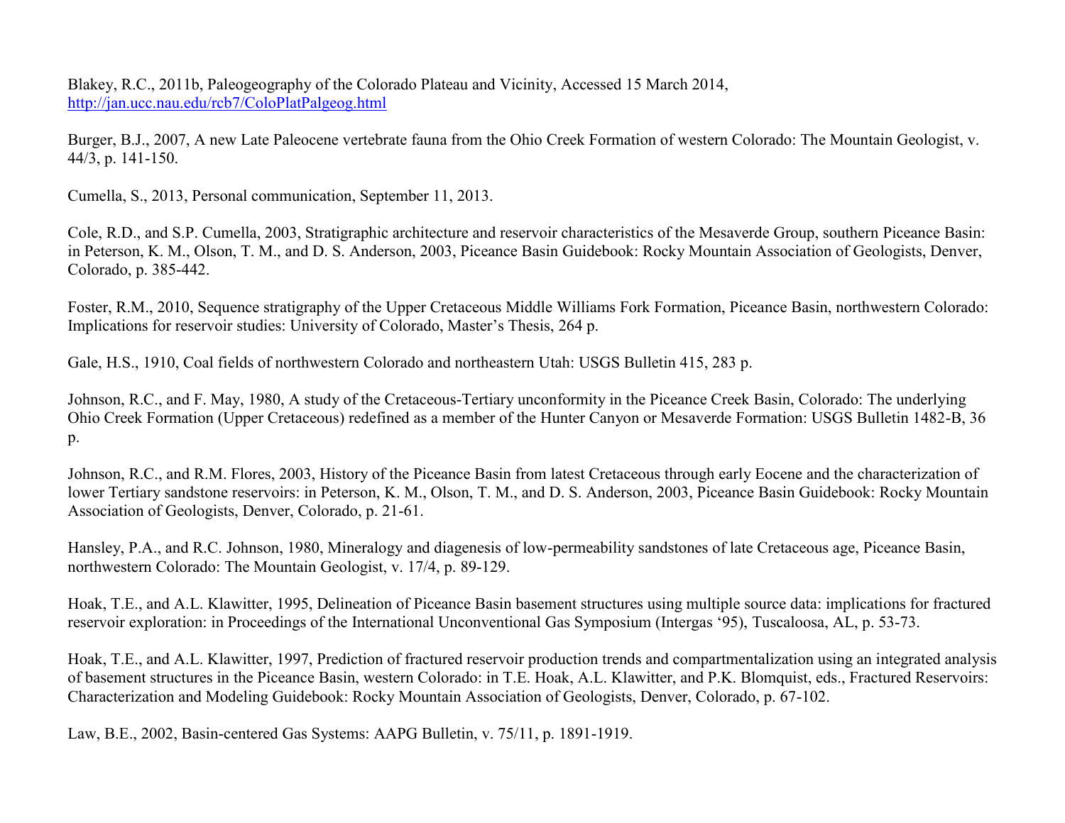Blakey, R.C., 2011b, Paleogeography of the Colorado Plateau and Vicinity, Accessed 15 March 2014, http://jan.ucc.nau.edu/rcb7/ColoPlatPalgeog.html

Burger, B.J., 2007, A new Late Paleocene vertebrate fauna from the Ohio Creek Formation of western Colorado: The Mountain Geologist, v. 44/3, p. 141-150.

Cumella, S., 2013, Personal communication, September 11, 2013.

Cole, R.D., and S.P. Cumella, 2003, Stratigraphic architecture and reservoir characteristics of the Mesaverde Group, southern Piceance Basin: in Peterson, K. M., Olson, T. M., and D. S. Anderson, 2003, Piceance Basin Guidebook: Rocky Mountain Association of Geologists, Denver, Colorado, p. 385-442.

Foster, R.M., 2010, Sequence stratigraphy of the Upper Cretaceous Middle Williams Fork Formation, Piceance Basin, northwestern Colorado: Implications for reservoir studies: University of Colorado, Master's Thesis, 264 p.

Gale, H.S., 1910, Coal fields of northwestern Colorado and northeastern Utah: USGS Bulletin 415, 283 p.

Johnson, R.C., and F. May, 1980, A study of the Cretaceous-Tertiary unconformity in the Piceance Creek Basin, Colorado: The underlying Ohio Creek Formation (Upper Cretaceous) redefined as a member of the Hunter Canyon or Mesaverde Formation: USGS Bulletin 1482-B, 36 p.

Johnson, R.C., and R.M. Flores, 2003, History of the Piceance Basin from latest Cretaceous through early Eocene and the characterization of lower Tertiary sandstone reservoirs: in Peterson, K. M., Olson, T. M., and D. S. Anderson, 2003, Piceance Basin Guidebook: Rocky Mountain Association of Geologists, Denver, Colorado, p. 21-61.

Hansley, P.A., and R.C. Johnson, 1980, Mineralogy and diagenesis of low-permeability sandstones of late Cretaceous age, Piceance Basin, northwestern Colorado: The Mountain Geologist, v. 17/4, p. 89-129.

Hoak, T.E., and A.L. Klawitter, 1995, Delineation of Piceance Basin basement structures using multiple source data: implications for fractured reservoir exploration: in Proceedings of the International Unconventional Gas Symposium (Intergas '95), Tuscaloosa, AL, p. 53-73.

Hoak, T.E., and A.L. Klawitter, 1997, Prediction of fractured reservoir production trends and compartmentalization using an integrated analysis of basement structures in the Piceance Basin, western Colorado: in T.E. Hoak, A.L. Klawitter, and P.K. Blomquist, eds., Fractured Reservoirs: Characterization and Modeling Guidebook: Rocky Mountain Association of Geologists, Denver, Colorado, p. 67-102.

Law, B.E., 2002, Basin-centered Gas Systems: AAPG Bulletin, v. 75/11, p. 1891-1919.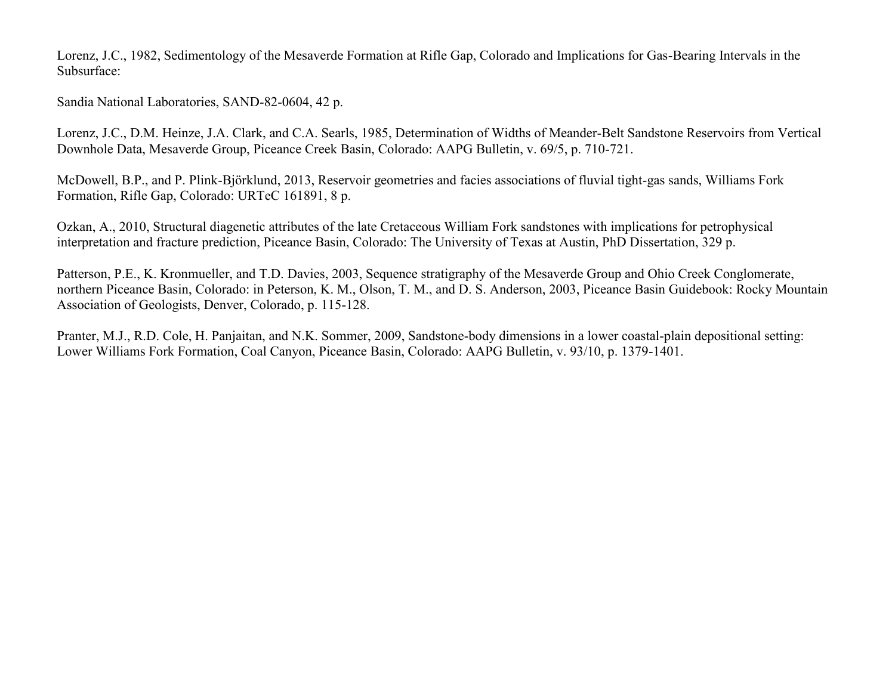Lorenz, J.C., 1982, Sedimentology of the Mesaverde Formation at Rifle Gap, Colorado and Implications for Gas-Bearing Intervals in the Subsurface:

Sandia National Laboratories, SAND-82-0604, 42 p.

Lorenz, J.C., D.M. Heinze, J.A. Clark, and C.A. Searls, 1985, Determination of Widths of Meander-Belt Sandstone Reservoirs from Vertical Downhole Data, Mesaverde Group, Piceance Creek Basin, Colorado: AAPG Bulletin, v. 69/5, p. 710-721.

McDowell, B.P., and P. Plink-Björklund, 2013, Reservoir geometries and facies associations of fluvial tight-gas sands, Williams Fork Formation, Rifle Gap, Colorado: URTeC 161891, 8 p.

Ozkan, A., 2010, Structural diagenetic attributes of the late Cretaceous William Fork sandstones with implications for petrophysical interpretation and fracture prediction, Piceance Basin, Colorado: The University of Texas at Austin, PhD Dissertation, 329 p.

Patterson, P.E., K. Kronmueller, and T.D. Davies, 2003, Sequence stratigraphy of the Mesaverde Group and Ohio Creek Conglomerate, northern Piceance Basin, Colorado: in Peterson, K. M., Olson, T. M., and D. S. Anderson, 2003, Piceance Basin Guidebook: Rocky Mountain Association of Geologists, Denver, Colorado, p. 115-128.

Pranter, M.J., R.D. Cole, H. Panjaitan, and N.K. Sommer, 2009, Sandstone-body dimensions in a lower coastal-plain depositional setting: Lower Williams Fork Formation, Coal Canyon, Piceance Basin, Colorado: AAPG Bulletin, v. 93/10, p. 1379-1401.